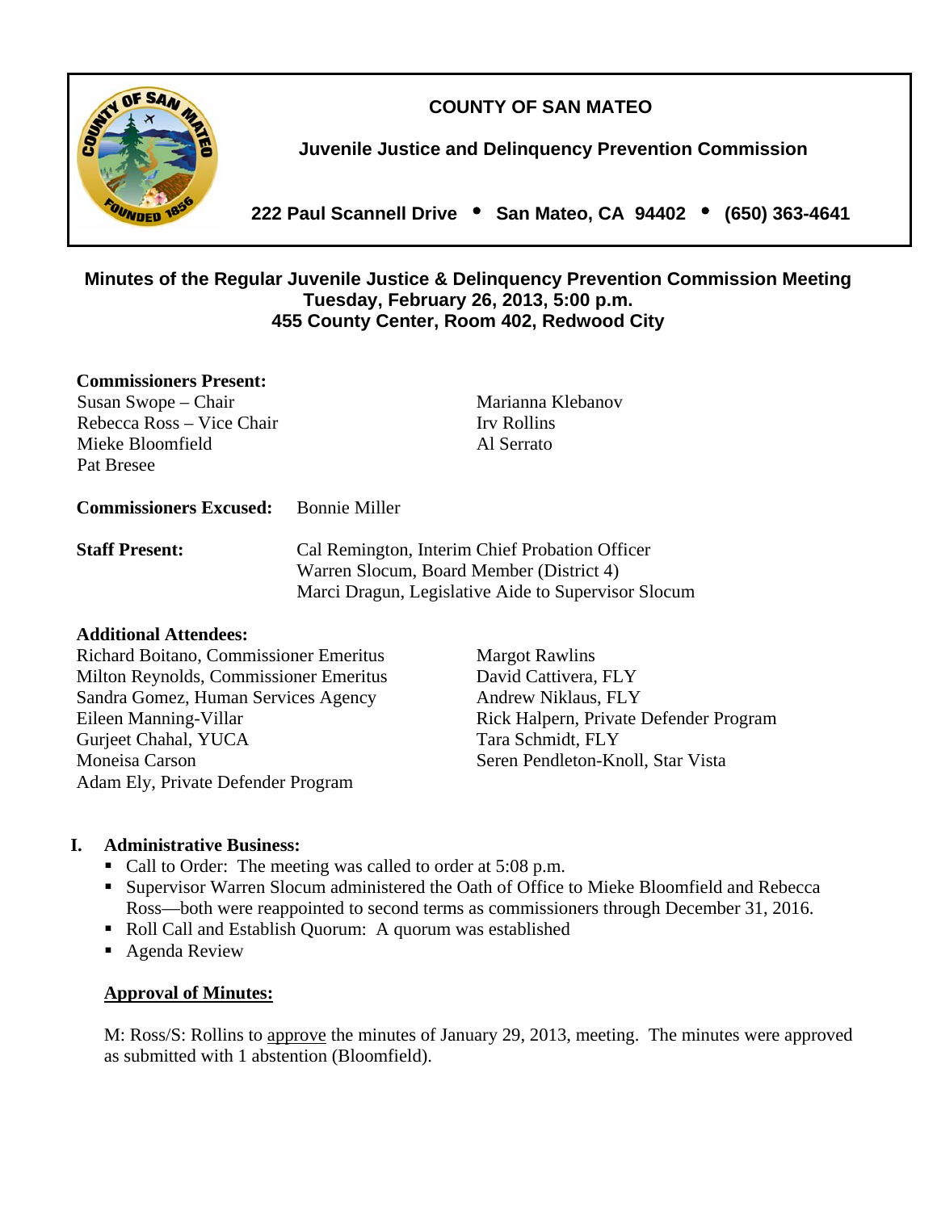# COUNTY OF SAN MATEO

## Juvenile Justice and Delinquency Prevention Commission

**222 Paul Scannell Drive • San Mateo, CA 94402 • (650) 363-4641**

### Minutes of the Regular Juvenile Justice & Delinquency Prevention Commission Meeting
### Tuesday, February 26, 2013, 5:00 p.m.
### 455 County Center, Room 402, Redwood City

**Commissioners Present:**
Susan Swope – Chair
Rebecca Ross – Vice Chair
Mieke Bloomfield
Pat Bresee
Marianna Klebanov
Irv Rollins
Al Serrato

**Commissioners Excused:** Bonnie Miller

**Staff Present:**
Cal Remington, Interim Chief Probation Officer
Warren Slocum, Board Member (District 4)
Marci Dragun, Legislative Aide to Supervisor Slocum

**Additional Attendees:**
Richard Boitano, Commissioner Emeritus
Milton Reynolds, Commissioner Emeritus
Sandra Gomez, Human Services Agency
Eileen Manning-Villar
Gurjeet Chahal, YUCA
Moneisa Carson
Adam Ely, Private Defender Program
Margot Rawlins
David Cattivera, FLY
Andrew Niklaus, FLY
Rick Halpern, Private Defender Program
Tara Schmidt, FLY
Seren Pendleton-Knoll, Star Vista

## I. Administrative Business:

- Call to Order: The meeting was called to order at 5:08 p.m.
- Supervisor Warren Slocum administered the Oath of Office to Mieke Bloomfield and Rebecca Ross—both were reappointed to second terms as commissioners through December 31, 2016.
- Roll Call and Establish Quorum: A quorum was established
- Agenda Review

**Approval of Minutes:**

M: Ross/S: Rollins to approve the minutes of January 29, 2013, meeting. The minutes were approved as submitted with 1 abstention (Bloomfield).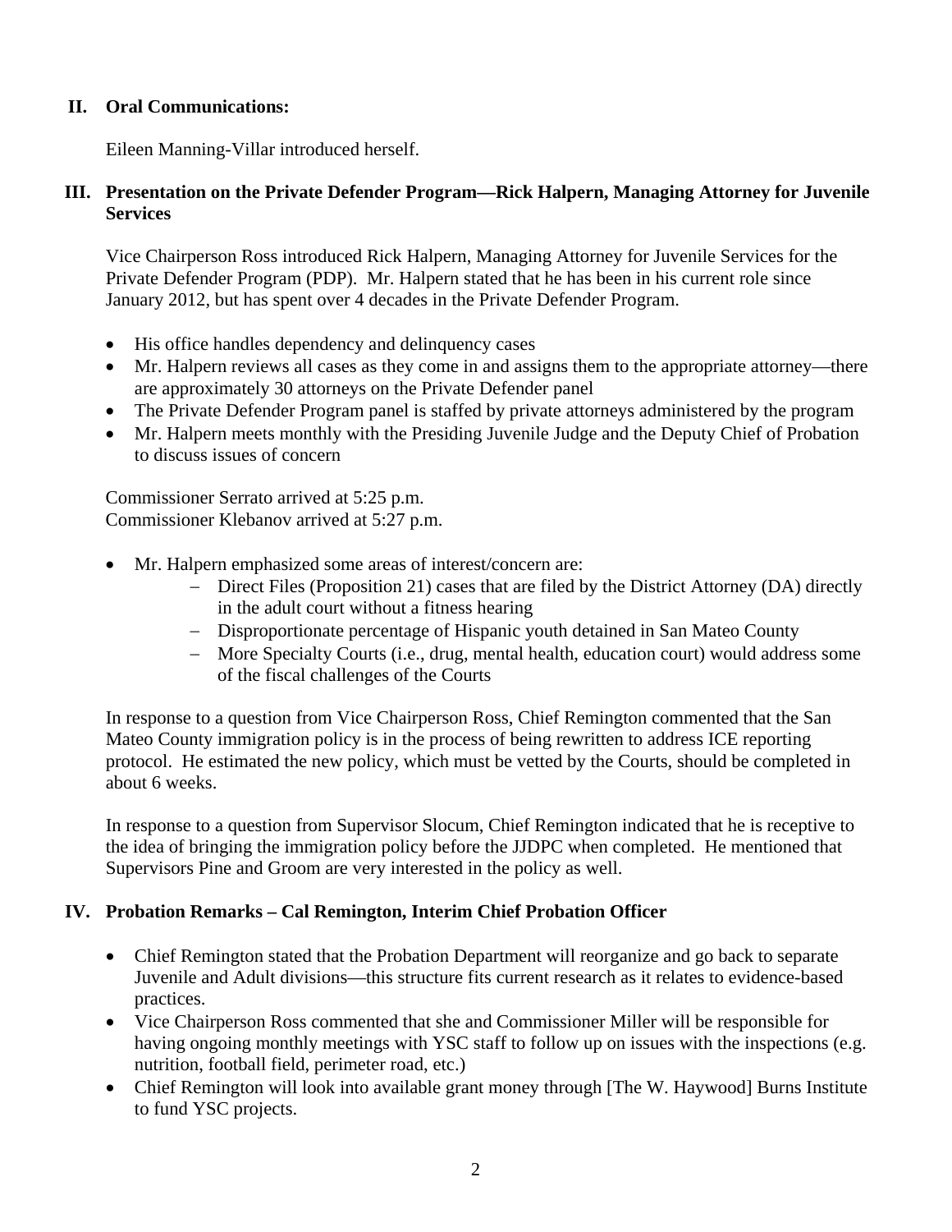## II. Oral Communications:

Eileen Manning-Villar introduced herself.

## III. Presentation on the Private Defender Program—Rick Halpern, Managing Attorney for Juvenile Services

Vice Chairperson Ross introduced Rick Halpern, Managing Attorney for Juvenile Services for the Private Defender Program (PDP). Mr. Halpern stated that he has been in his current role since January 2012, but has spent over 4 decades in the Private Defender Program.

- His office handles dependency and delinquency cases
- Mr. Halpern reviews all cases as they come in and assigns them to the appropriate attorney—there are approximately 30 attorneys on the Private Defender panel
- The Private Defender Program panel is staffed by private attorneys administered by the program
- Mr. Halpern meets monthly with the Presiding Juvenile Judge and the Deputy Chief of Probation to discuss issues of concern

Commissioner Serrato arrived at 5:25 p.m.
Commissioner Klebanov arrived at 5:27 p.m.

- Mr. Halpern emphasized some areas of interest/concern are:
  - Direct Files (Proposition 21) cases that are filed by the District Attorney (DA) directly in the adult court without a fitness hearing
  - Disproportionate percentage of Hispanic youth detained in San Mateo County
  - More Specialty Courts (i.e., drug, mental health, education court) would address some of the fiscal challenges of the Courts

In response to a question from Vice Chairperson Ross, Chief Remington commented that the San Mateo County immigration policy is in the process of being rewritten to address ICE reporting protocol. He estimated the new policy, which must be vetted by the Courts, should be completed in about 6 weeks.

In response to a question from Supervisor Slocum, Chief Remington indicated that he is receptive to the idea of bringing the immigration policy before the JJDPC when completed. He mentioned that Supervisors Pine and Groom are very interested in the policy as well.

## IV. Probation Remarks – Cal Remington, Interim Chief Probation Officer

- Chief Remington stated that the Probation Department will reorganize and go back to separate Juvenile and Adult divisions—this structure fits current research as it relates to evidence-based practices.
- Vice Chairperson Ross commented that she and Commissioner Miller will be responsible for having ongoing monthly meetings with YSC staff to follow up on issues with the inspections (e.g. nutrition, football field, perimeter road, etc.)
- Chief Remington will look into available grant money through [The W. Haywood] Burns Institute to fund YSC projects.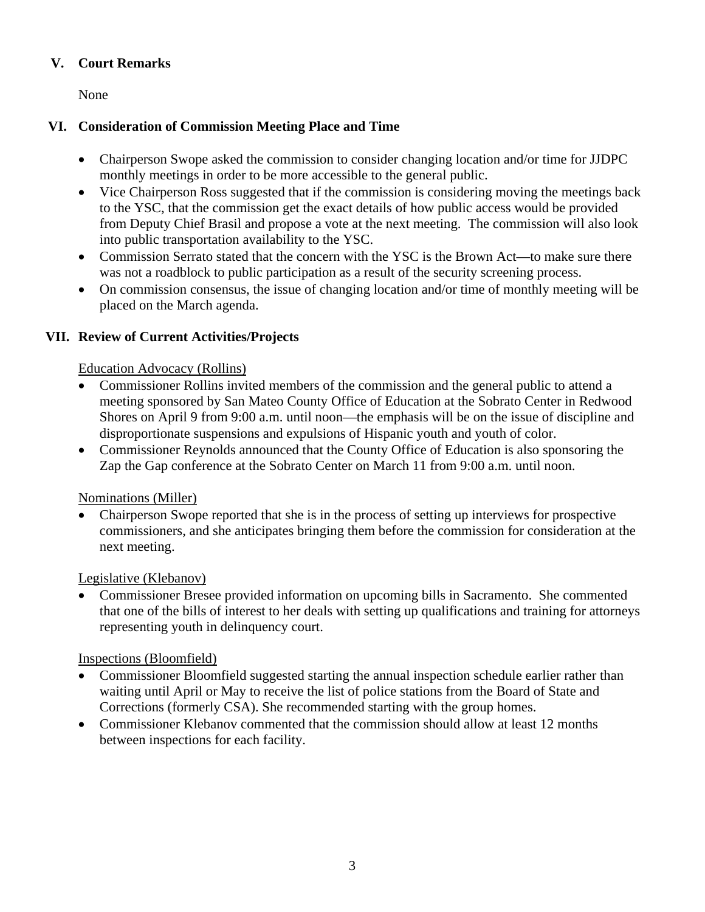## V. Court Remarks

None

## VI. Consideration of Commission Meeting Place and Time

- Chairperson Swope asked the commission to consider changing location and/or time for JJDPC monthly meetings in order to be more accessible to the general public.
- Vice Chairperson Ross suggested that if the commission is considering moving the meetings back to the YSC, that the commission get the exact details of how public access would be provided from Deputy Chief Brasil and propose a vote at the next meeting. The commission will also look into public transportation availability to the YSC.
- Commission Serrato stated that the concern with the YSC is the Brown Act—to make sure there was not a roadblock to public participation as a result of the security screening process.
- On commission consensus, the issue of changing location and/or time of monthly meeting will be placed on the March agenda.

## VII. Review of Current Activities/Projects

Education Advocacy (Rollins)

- Commissioner Rollins invited members of the commission and the general public to attend a meeting sponsored by San Mateo County Office of Education at the Sobrato Center in Redwood Shores on April 9 from 9:00 a.m. until noon—the emphasis will be on the issue of discipline and disproportionate suspensions and expulsions of Hispanic youth and youth of color.
- Commissioner Reynolds announced that the County Office of Education is also sponsoring the Zap the Gap conference at the Sobrato Center on March 11 from 9:00 a.m. until noon.

Nominations (Miller)

- Chairperson Swope reported that she is in the process of setting up interviews for prospective commissioners, and she anticipates bringing them before the commission for consideration at the next meeting.

Legislative (Klebanov)

- Commissioner Bresee provided information on upcoming bills in Sacramento. She commented that one of the bills of interest to her deals with setting up qualifications and training for attorneys representing youth in delinquency court.

Inspections (Bloomfield)

- Commissioner Bloomfield suggested starting the annual inspection schedule earlier rather than waiting until April or May to receive the list of police stations from the Board of State and Corrections (formerly CSA). She recommended starting with the group homes.
- Commissioner Klebanov commented that the commission should allow at least 12 months between inspections for each facility.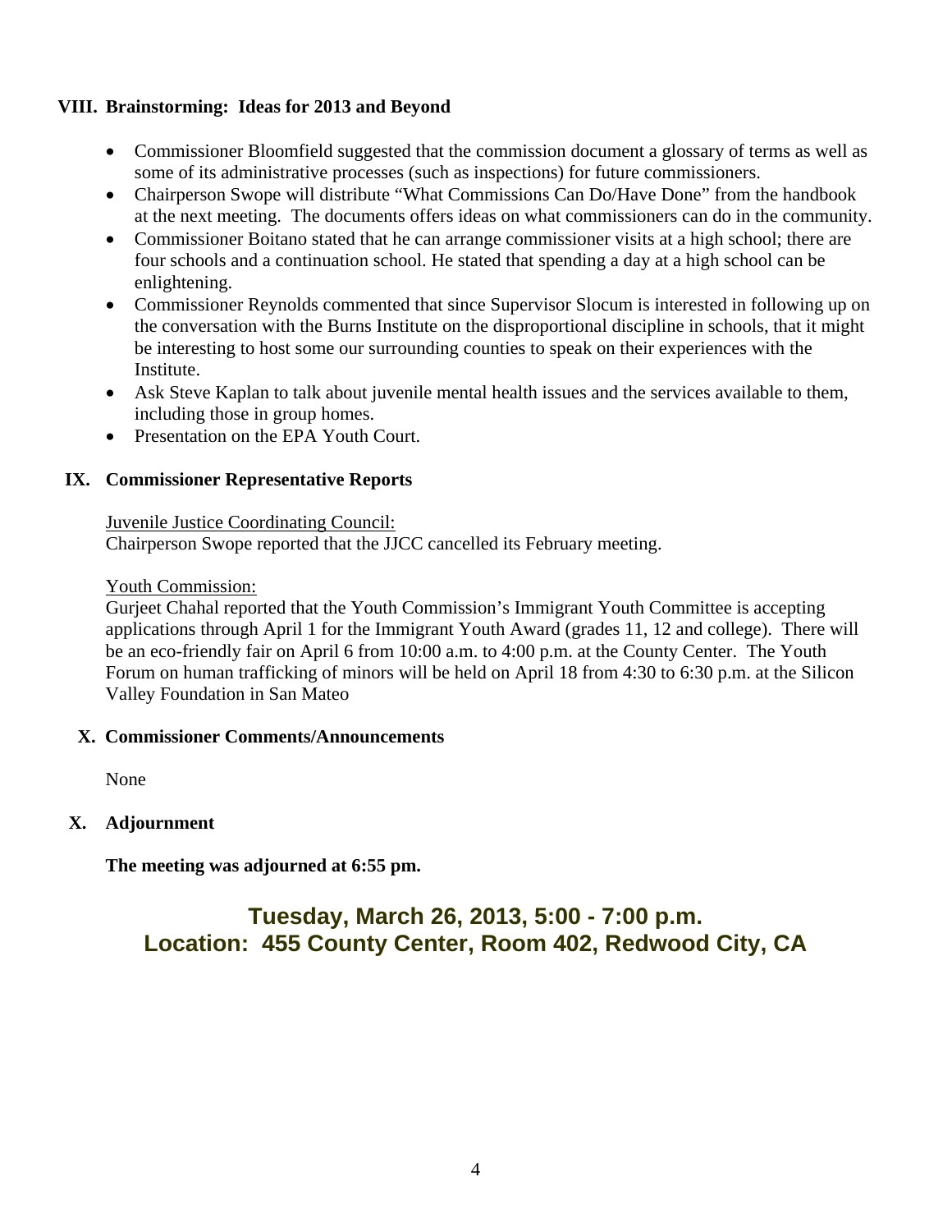## VIII. Brainstorming: Ideas for 2013 and Beyond

- Commissioner Bloomfield suggested that the commission document a glossary of terms as well as some of its administrative processes (such as inspections) for future commissioners.
- Chairperson Swope will distribute "What Commissions Can Do/Have Done" from the handbook at the next meeting. The documents offers ideas on what commissioners can do in the community.
- Commissioner Boitano stated that he can arrange commissioner visits at a high school; there are four schools and a continuation school. He stated that spending a day at a high school can be enlightening.
- Commissioner Reynolds commented that since Supervisor Slocum is interested in following up on the conversation with the Burns Institute on the disproportional discipline in schools, that it might be interesting to host some our surrounding counties to speak on their experiences with the Institute.
- Ask Steve Kaplan to talk about juvenile mental health issues and the services available to them, including those in group homes.
- Presentation on the EPA Youth Court.

## IX. Commissioner Representative Reports

Juvenile Justice Coordinating Council:
Chairperson Swope reported that the JJCC cancelled its February meeting.

Youth Commission:
Gurjeet Chahal reported that the Youth Commission's Immigrant Youth Committee is accepting applications through April 1 for the Immigrant Youth Award (grades 11, 12 and college). There will be an eco-friendly fair on April 6 from 10:00 a.m. to 4:00 p.m. at the County Center. The Youth Forum on human trafficking of minors will be held on April 18 from 4:30 to 6:30 p.m. at the Silicon Valley Foundation in San Mateo

## X. Commissioner Comments/Announcements

None

## X. Adjournment

**The meeting was adjourned at 6:55 pm.**

**Tuesday, March 26, 2013, 5:00 - 7:00 p.m.**
**Location: 455 County Center, Room 402, Redwood City, CA**